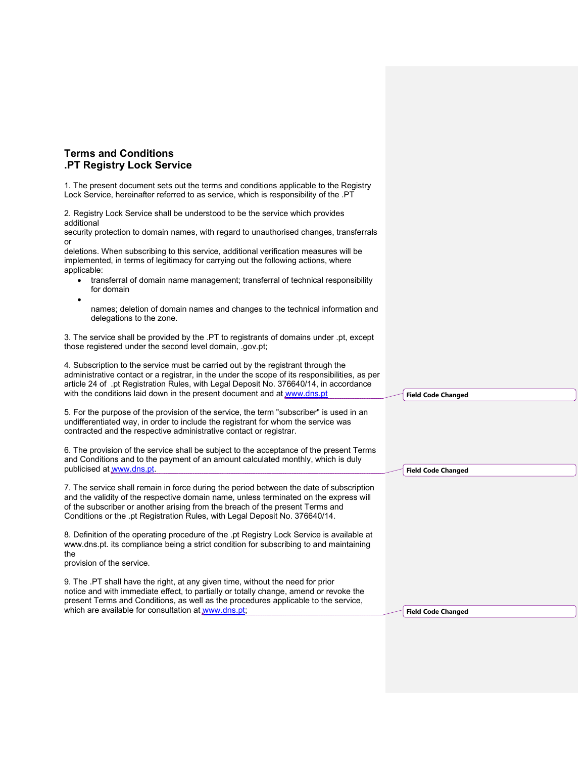## Terms and Conditions
## .PT Registry Lock Service

1. The present document sets out the terms and conditions applicable to the Registry Lock Service, hereinafter referred to as service, which is responsibility of the .PT

2. Registry Lock Service shall be understood to be the service which provides additional security protection to domain names, with regard to unauthorised changes, transferrals or deletions. When subscribing to this service, additional verification measures will be implemented, in terms of legitimacy for carrying out the following actions, where applicable:

- transferral of domain name management; transferral of technical responsibility for domain
- names; deletion of domain names and changes to the technical information and delegations to the zone.

3. The service shall be provided by the .PT to registrants of domains under .pt, except those registered under the second level domain, .gov.pt;

4. Subscription to the service must be carried out by the registrant through the administrative contact or a registrar, in the under the scope of its responsibilities, as per article 24 of .pt Registration Rules, with Legal Deposit No. 376640/14, in accordance with the conditions laid down in the present document and at www.dns.pt

5. For the purpose of the provision of the service, the term "subscriber" is used in an undifferentiated way, in order to include the registrant for whom the service was contracted and the respective administrative contact or registrar.

6. The provision of the service shall be subject to the acceptance of the present Terms and Conditions and to the payment of an amount calculated monthly, which is duly publicised at www.dns.pt.

7. The service shall remain in force during the period between the date of subscription and the validity of the respective domain name, unless terminated on the express will of the subscriber or another arising from the breach of the present Terms and Conditions or the .pt Registration Rules, with Legal Deposit No. 376640/14.

8. Definition of the operating procedure of the .pt Registry Lock Service is available at www.dns.pt. its compliance being a strict condition for subscribing to and maintaining the provision of the service.

9. The .PT shall have the right, at any given time, without the need for prior notice and with immediate effect, to partially or totally change, amend or revoke the present Terms and Conditions, as well as the procedures applicable to the service, which are available for consultation at www.dns.pt;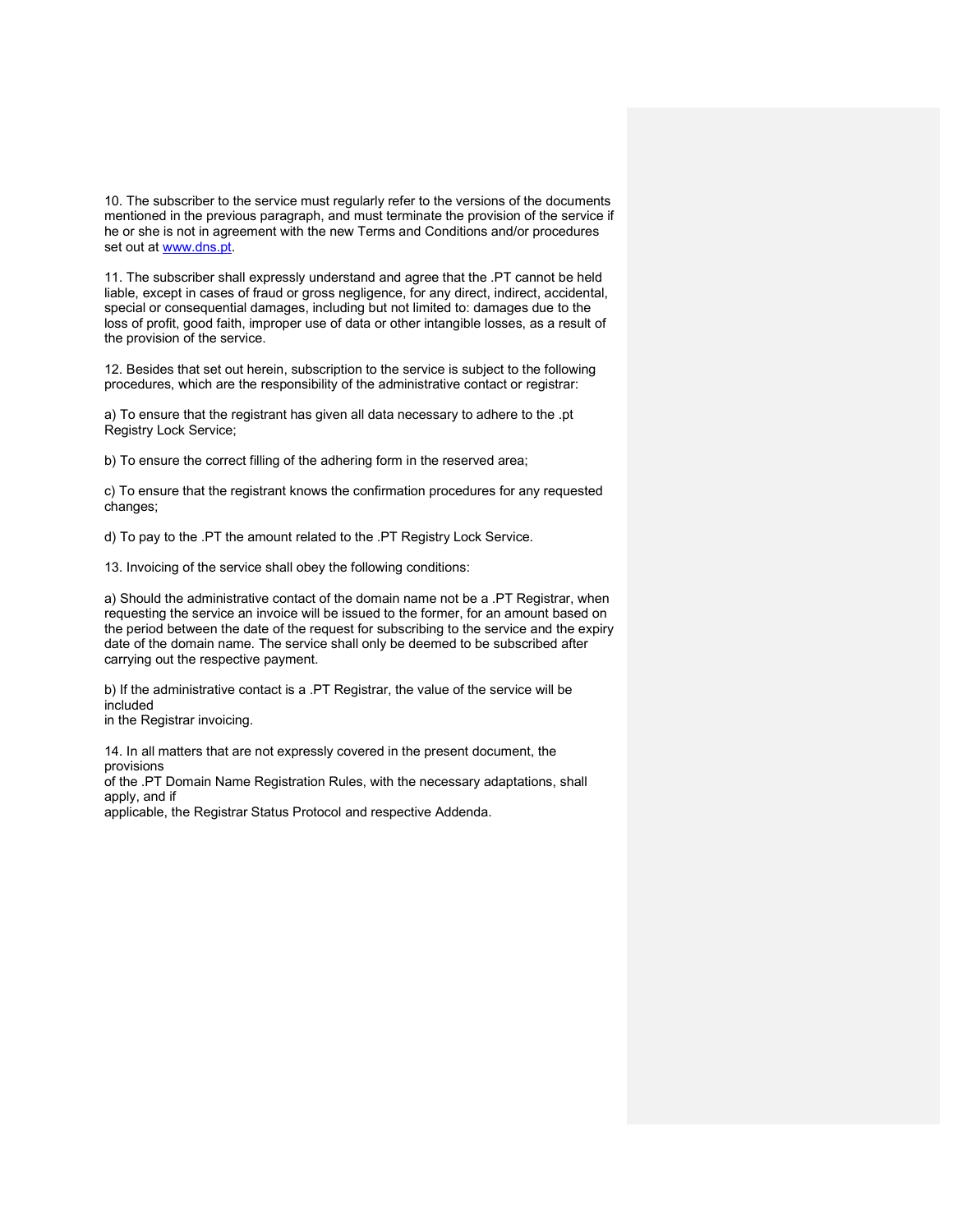10. The subscriber to the service must regularly refer to the versions of the documents mentioned in the previous paragraph, and must terminate the provision of the service if he or she is not in agreement with the new Terms and Conditions and/or procedures set out at www.dns.pt.

11. The subscriber shall expressly understand and agree that the .PT cannot be held liable, except in cases of fraud or gross negligence, for any direct, indirect, accidental, special or consequential damages, including but not limited to: damages due to the loss of profit, good faith, improper use of data or other intangible losses, as a result of the provision of the service.

12. Besides that set out herein, subscription to the service is subject to the following procedures, which are the responsibility of the administrative contact or registrar:

a) To ensure that the registrant has given all data necessary to adhere to the .pt Registry Lock Service;

b) To ensure the correct filling of the adhering form in the reserved area;

c) To ensure that the registrant knows the confirmation procedures for any requested changes;

d) To pay to the .PT the amount related to the .PT Registry Lock Service.

13. Invoicing of the service shall obey the following conditions:

a) Should the administrative contact of the domain name not be a .PT Registrar, when requesting the service an invoice will be issued to the former, for an amount based on the period between the date of the request for subscribing to the service and the expiry date of the domain name. The service shall only be deemed to be subscribed after carrying out the respective payment.

b) If the administrative contact is a .PT Registrar, the value of the service will be included in the Registrar invoicing.

14. In all matters that are not expressly covered in the present document, the provisions of the .PT Domain Name Registration Rules, with the necessary adaptations, shall apply, and if applicable, the Registrar Status Protocol and respective Addenda.